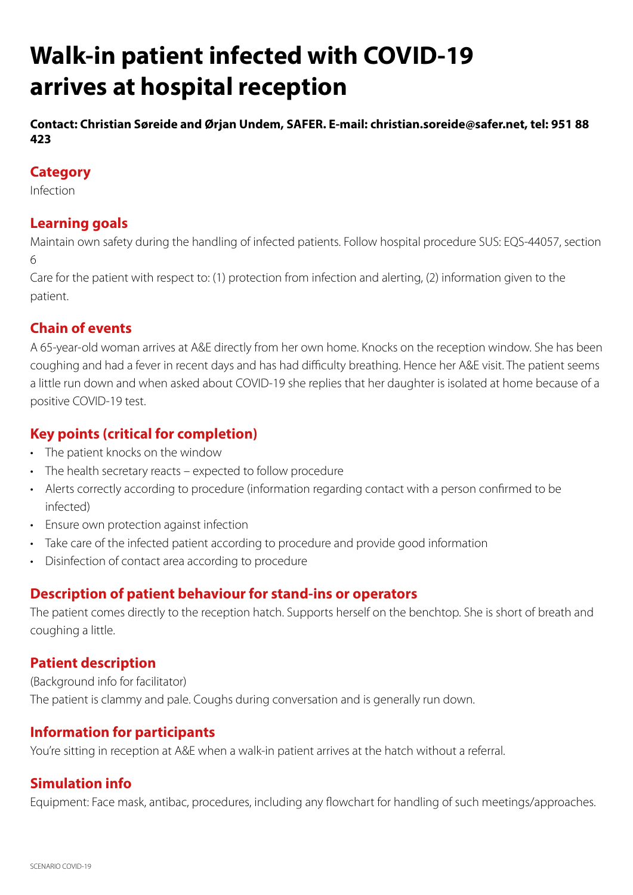# Walk-in patient infected with COVID-19 arrives at hospital reception

**Contact: Christian Søreide and Ørjan Undem, SAFER. E-mail: christian.soreide@safer.net, tel: 951 88 423**

## Category

Infection

## Learning goals

Maintain own safety during the handling of infected patients. Follow hospital procedure SUS: EQS-44057, section 6

Care for the patient with respect to: (1) protection from infection and alerting, (2) information given to the patient.

## Chain of events

A 65-year-old woman arrives at A&E directly from her own home. Knocks on the reception window. She has been coughing and had a fever in recent days and has had difficulty breathing. Hence her A&E visit. The patient seems a little run down and when asked about COVID-19 she replies that her daughter is isolated at home because of a positive COVID-19 test.

## Key points (critical for completion)

- The patient knocks on the window
- The health secretary reacts – expected to follow procedure
- Alerts correctly according to procedure (information regarding contact with a person confirmed to be infected)
- Ensure own protection against infection
- Take care of the infected patient according to procedure and provide good information
- Disinfection of contact area according to procedure

## Description of patient behaviour for stand-ins or operators

The patient comes directly to the reception hatch. Supports herself on the benchtop. She is short of breath and coughing a little.

## Patient description

(Background info for facilitator)

The patient is clammy and pale. Coughs during conversation and is generally run down.

## Information for participants

You're sitting in reception at A&E when a walk-in patient arrives at the hatch without a referral.

## Simulation info

Equipment: Face mask, antibac, procedures, including any flowchart for handling of such meetings/approaches.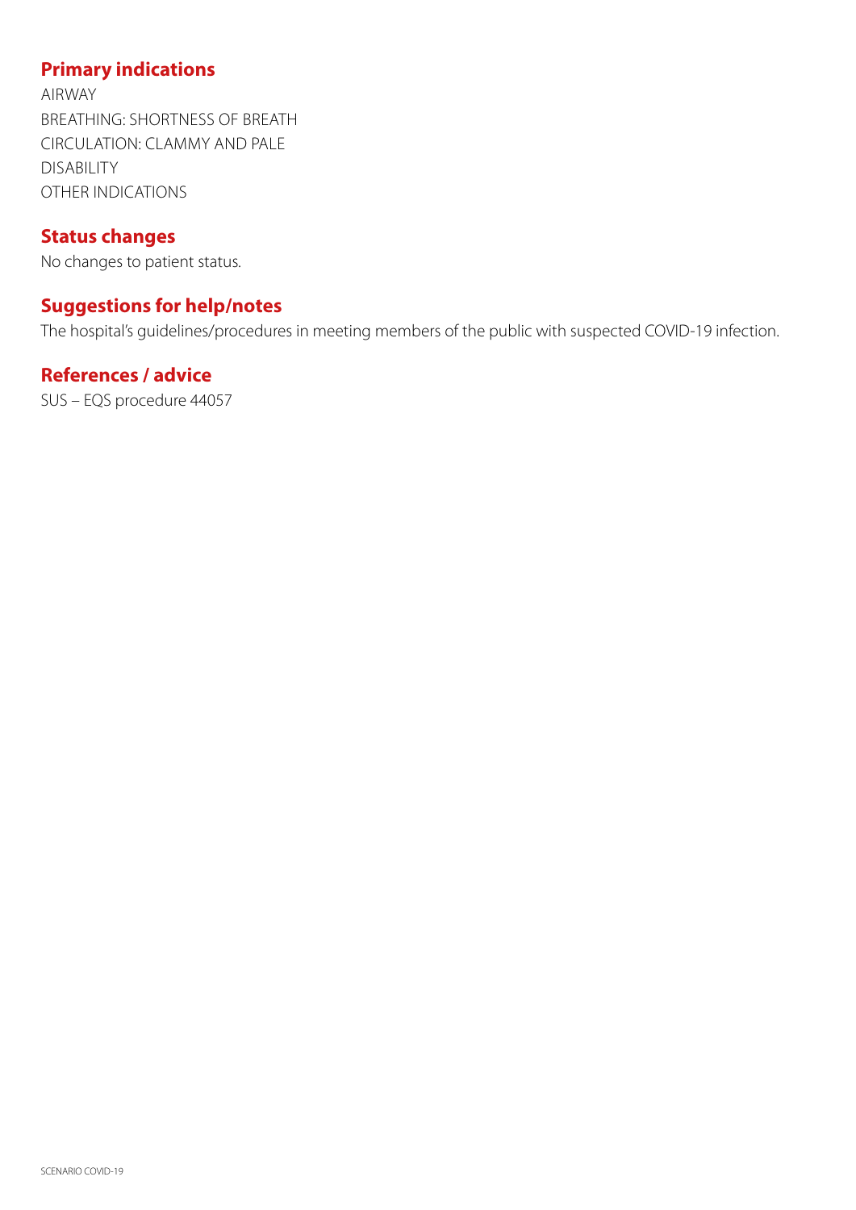## Primary indications

AIRWAY
BREATHING: SHORTNESS OF BREATH
CIRCULATION: CLAMMY AND PALE
DISABILITY
OTHER INDICATIONS

## Status changes

No changes to patient status.

## Suggestions for help/notes

The hospital's guidelines/procedures in meeting members of the public with suspected COVID-19 infection.

## References / advice

SUS – EQS procedure 44057